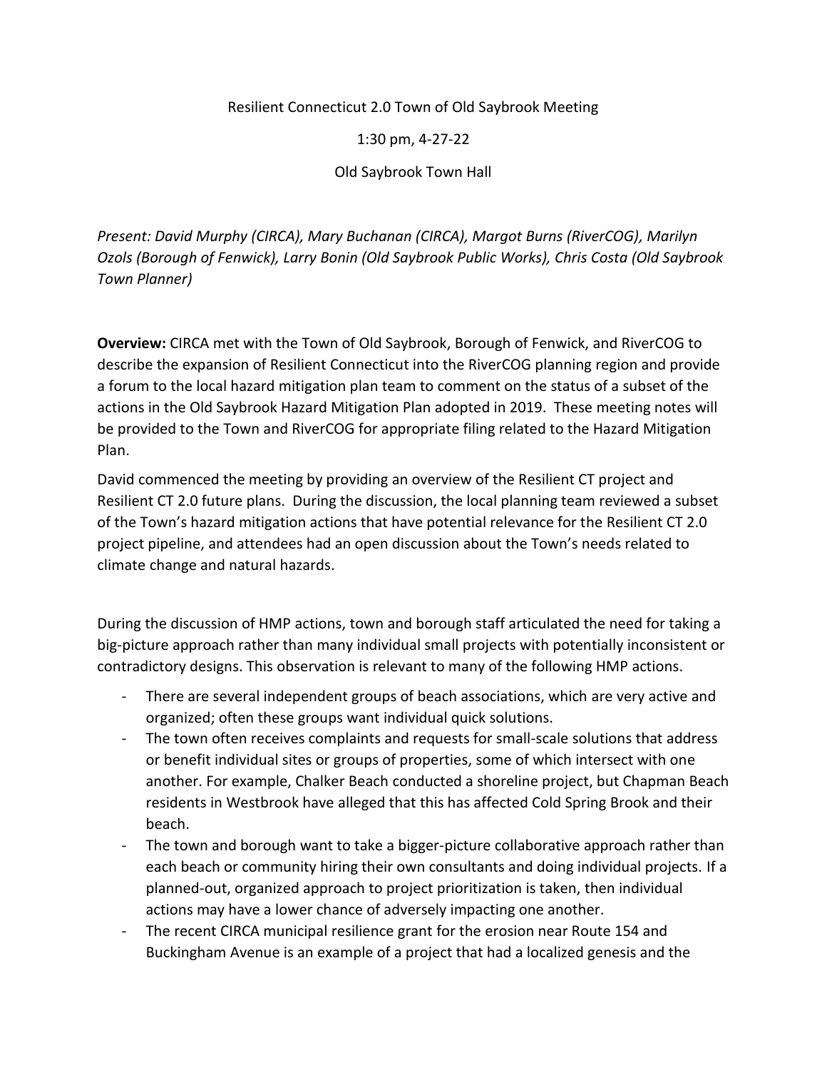Resilient Connecticut 2.0 Town of Old Saybrook Meeting

1:30 pm, 4-27-22

Old Saybrook Town Hall

*Present: David Murphy (CIRCA), Mary Buchanan (CIRCA), Margot Burns (RiverCOG), Marilyn Ozols (Borough of Fenwick), Larry Bonin (Old Saybrook Public Works), Chris Costa (Old Saybrook Town Planner)*

**Overview:** CIRCA met with the Town of Old Saybrook, Borough of Fenwick, and RiverCOG to describe the expansion of Resilient Connecticut into the RiverCOG planning region and provide a forum to the local hazard mitigation plan team to comment on the status of a subset of the actions in the Old Saybrook Hazard Mitigation Plan adopted in 2019. These meeting notes will be provided to the Town and RiverCOG for appropriate filing related to the Hazard Mitigation Plan.

David commenced the meeting by providing an overview of the Resilient CT project and Resilient CT 2.0 future plans. During the discussion, the local planning team reviewed a subset of the Town's hazard mitigation actions that have potential relevance for the Resilient CT 2.0 project pipeline, and attendees had an open discussion about the Town's needs related to climate change and natural hazards.

During the discussion of HMP actions, town and borough staff articulated the need for taking a big-picture approach rather than many individual small projects with potentially inconsistent or contradictory designs. This observation is relevant to many of the following HMP actions.

- There are several independent groups of beach associations, which are very active and organized; often these groups want individual quick solutions.
- The town often receives complaints and requests for small-scale solutions that address or benefit individual sites or groups of properties, some of which intersect with one another. For example, Chalker Beach conducted a shoreline project, but Chapman Beach residents in Westbrook have alleged that this has affected Cold Spring Brook and their beach.
- The town and borough want to take a bigger-picture collaborative approach rather than each beach or community hiring their own consultants and doing individual projects. If a planned-out, organized approach to project prioritization is taken, then individual actions may have a lower chance of adversely impacting one another.
- The recent CIRCA municipal resilience grant for the erosion near Route 154 and Buckingham Avenue is an example of a project that had a localized genesis and the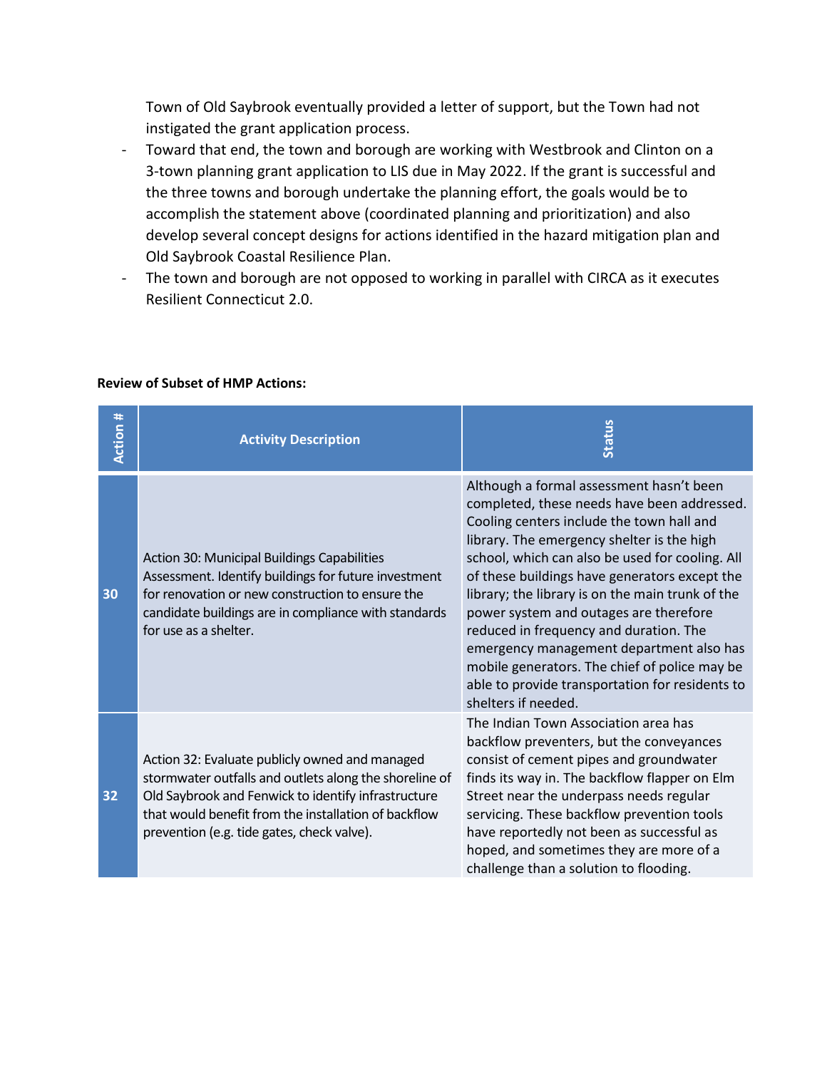Town of Old Saybrook eventually provided a letter of support, but the Town had not instigated the grant application process.

- Toward that end, the town and borough are working with Westbrook and Clinton on a 3-town planning grant application to LIS due in May 2022. If the grant is successful and the three towns and borough undertake the planning effort, the goals would be to accomplish the statement above (coordinated planning and prioritization) and also develop several concept designs for actions identified in the hazard mitigation plan and Old Saybrook Coastal Resilience Plan.
- The town and borough are not opposed to working in parallel with CIRCA as it executes Resilient Connecticut 2.0.

**Review of Subset of HMP Actions:**

| Action # | Activity Description | Status |
|---|---|---|
| 30 | Action 30: Municipal Buildings Capabilities Assessment. Identify buildings for future investment for renovation or new construction to ensure the candidate buildings are in compliance with standards for use as a shelter. | Although a formal assessment hasn't been completed, these needs have been addressed. Cooling centers include the town hall and library. The emergency shelter is the high school, which can also be used for cooling. All of these buildings have generators except the library; the library is on the main trunk of the power system and outages are therefore reduced in frequency and duration. The emergency management department also has mobile generators. The chief of police may be able to provide transportation for residents to shelters if needed. |
| 32 | Action 32: Evaluate publicly owned and managed stormwater outfalls and outlets along the shoreline of Old Saybrook and Fenwick to identify infrastructure that would benefit from the installation of backflow prevention (e.g. tide gates, check valve). | The Indian Town Association area has backflow preventers, but the conveyances consist of cement pipes and groundwater finds its way in. The backflow flapper on Elm Street near the underpass needs regular servicing. These backflow prevention tools have reportedly not been as successful as hoped, and sometimes they are more of a challenge than a solution to flooding. |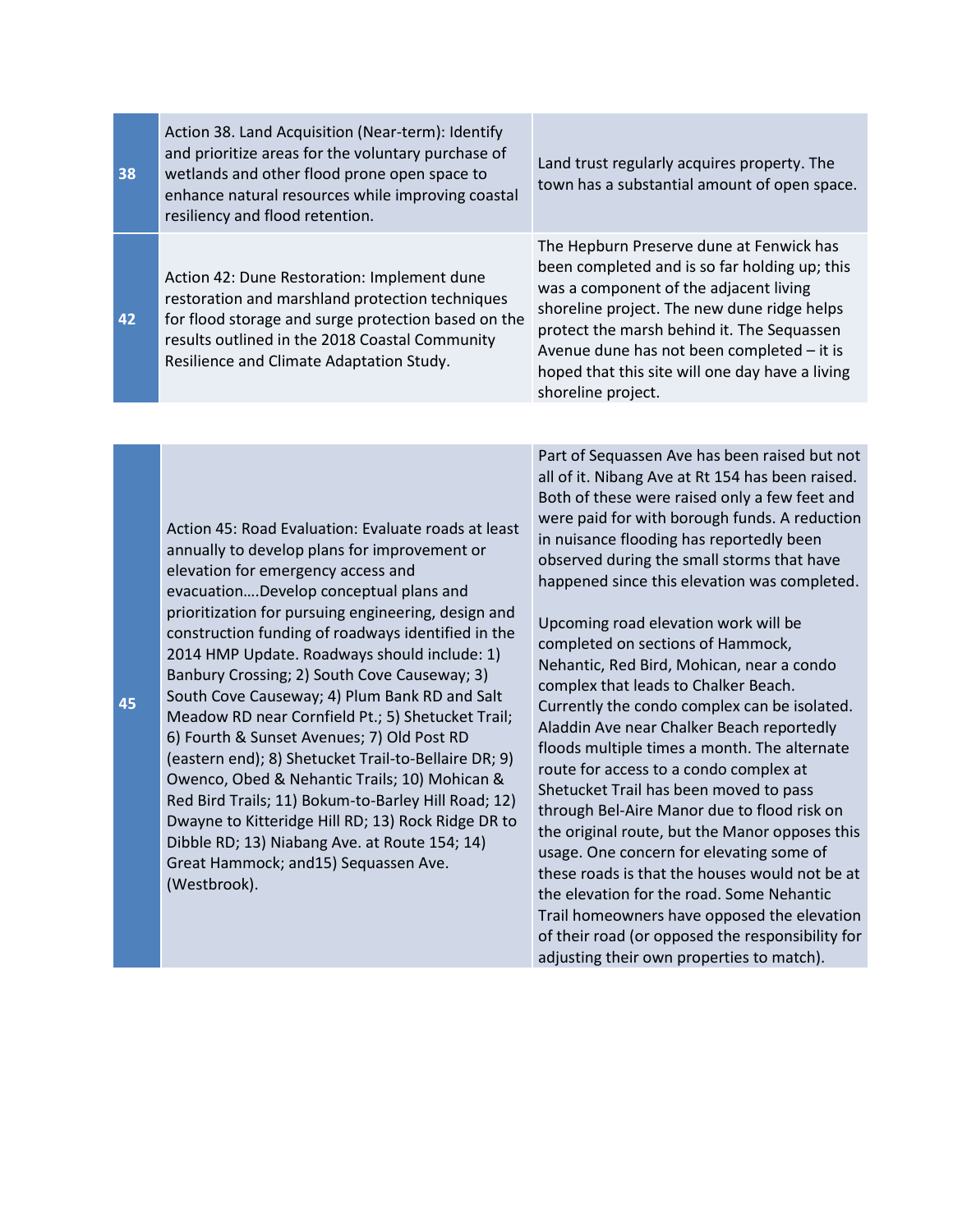| | | |
|---|---|---|
| 38 | Action 38. Land Acquisition (Near-term): Identify and prioritize areas for the voluntary purchase of wetlands and other flood prone open space to enhance natural resources while improving coastal resiliency and flood retention. | Land trust regularly acquires property. The town has a substantial amount of open space. |
| 42 | Action 42: Dune Restoration: Implement dune restoration and marshland protection techniques for flood storage and surge protection based on the results outlined in the 2018 Coastal Community Resilience and Climate Adaptation Study. | The Hepburn Preserve dune at Fenwick has been completed and is so far holding up; this was a component of the adjacent living shoreline project. The new dune ridge helps protect the marsh behind it. The Sequassen Avenue dune has not been completed – it is hoped that this site will one day have a living shoreline project. |

| | | |
|---|---|---|
| 45 | Action 45: Road Evaluation: Evaluate roads at least annually to develop plans for improvement or elevation for emergency access and evacuation….Develop conceptual plans and prioritization for pursuing engineering, design and construction funding of roadways identified in the 2014 HMP Update. Roadways should include: 1) Banbury Crossing; 2) South Cove Causeway; 3) South Cove Causeway; 4) Plum Bank RD and Salt Meadow RD near Cornfield Pt.; 5) Shetucket Trail; 6) Fourth & Sunset Avenues; 7) Old Post RD (eastern end); 8) Shetucket Trail-to-Bellaire DR; 9) Owenco, Obed & Nehantic Trails; 10) Mohican & Red Bird Trails; 11) Bokum-to-Barley Hill Road; 12) Dwayne to Kitteridge Hill RD; 13) Rock Ridge DR to Dibble RD; 13) Niabang Ave. at Route 154; 14) Great Hammock; and15) Sequassen Ave. (Westbrook). | Part of Sequassen Ave has been raised but not all of it. Nibang Ave at Rt 154 has been raised. Both of these were raised only a few feet and were paid for with borough funds. A reduction in nuisance flooding has reportedly been observed during the small storms that have happened since this elevation was completed.<br><br>Upcoming road elevation work will be completed on sections of Hammock, Nehantic, Red Bird, Mohican, near a condo complex that leads to Chalker Beach. Currently the condo complex can be isolated. Aladdin Ave near Chalker Beach reportedly floods multiple times a month. The alternate route for access to a condo complex at Shetucket Trail has been moved to pass through Bel-Aire Manor due to flood risk on the original route, but the Manor opposes this usage. One concern for elevating some of these roads is that the houses would not be at the elevation for the road. Some Nehantic Trail homeowners have opposed the elevation of their road (or opposed the responsibility for adjusting their own properties to match). |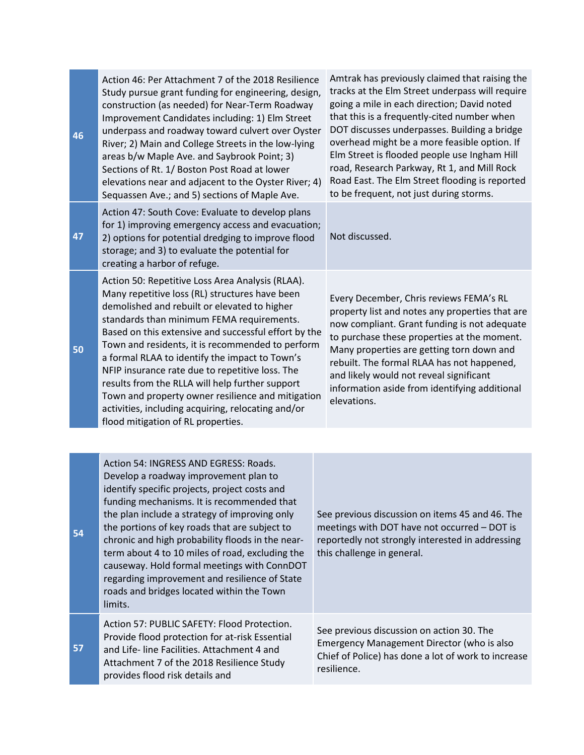| | | |
|---|---|---|
| 46 | Action 46: Per Attachment 7 of the 2018 Resilience Study pursue grant funding for engineering, design, construction (as needed) for Near-Term Roadway Improvement Candidates including: 1) Elm Street underpass and roadway toward culvert over Oyster River; 2) Main and College Streets in the low-lying areas b/w Maple Ave. and Saybrook Point; 3) Sections of Rt. 1/ Boston Post Road at lower elevations near and adjacent to the Oyster River; 4) Sequassen Ave.; and 5) sections of Maple Ave. | Amtrak has previously claimed that raising the tracks at the Elm Street underpass will require going a mile in each direction; David noted that this is a frequently-cited number when DOT discusses underpasses. Building a bridge overhead might be a more feasible option. If Elm Street is flooded people use Ingham Hill road, Research Parkway, Rt 1, and Mill Rock Road East. The Elm Street flooding is reported to be frequent, not just during storms. |
| 47 | Action 47: South Cove: Evaluate to develop plans for 1) improving emergency access and evacuation; 2) options for potential dredging to improve flood storage; and 3) to evaluate the potential for creating a harbor of refuge. | Not discussed. |
| 50 | Action 50: Repetitive Loss Area Analysis (RLAA). Many repetitive loss (RL) structures have been demolished and rebuilt or elevated to higher standards than minimum FEMA requirements. Based on this extensive and successful effort by the Town and residents, it is recommended to perform a formal RLAA to identify the impact to Town's NFIP insurance rate due to repetitive loss. The results from the RLLA will help further support Town and property owner resilience and mitigation activities, including acquiring, relocating and/or flood mitigation of RL properties. | Every December, Chris reviews FEMA's RL property list and notes any properties that are now compliant. Grant funding is not adequate to purchase these properties at the moment. Many properties are getting torn down and rebuilt. The formal RLAA has not happened, and likely would not reveal significant information aside from identifying additional elevations. |

| | | |
|---|---|---|
| 54 | Action 54: INGRESS AND EGRESS: Roads. Develop a roadway improvement plan to identify specific projects, project costs and funding mechanisms. It is recommended that the plan include a strategy of improving only the portions of key roads that are subject to chronic and high probability floods in the near-term about 4 to 10 miles of road, excluding the causeway. Hold formal meetings with ConnDOT regarding improvement and resilience of State roads and bridges located within the Town limits. | See previous discussion on items 45 and 46. The meetings with DOT have not occurred – DOT is reportedly not strongly interested in addressing this challenge in general. |
| 57 | Action 57: PUBLIC SAFETY: Flood Protection. Provide flood protection for at-risk Essential and Life- line Facilities. Attachment 4 and Attachment 7 of the 2018 Resilience Study provides flood risk details and | See previous discussion on action 30. The Emergency Management Director (who is also Chief of Police) has done a lot of work to increase resilience. |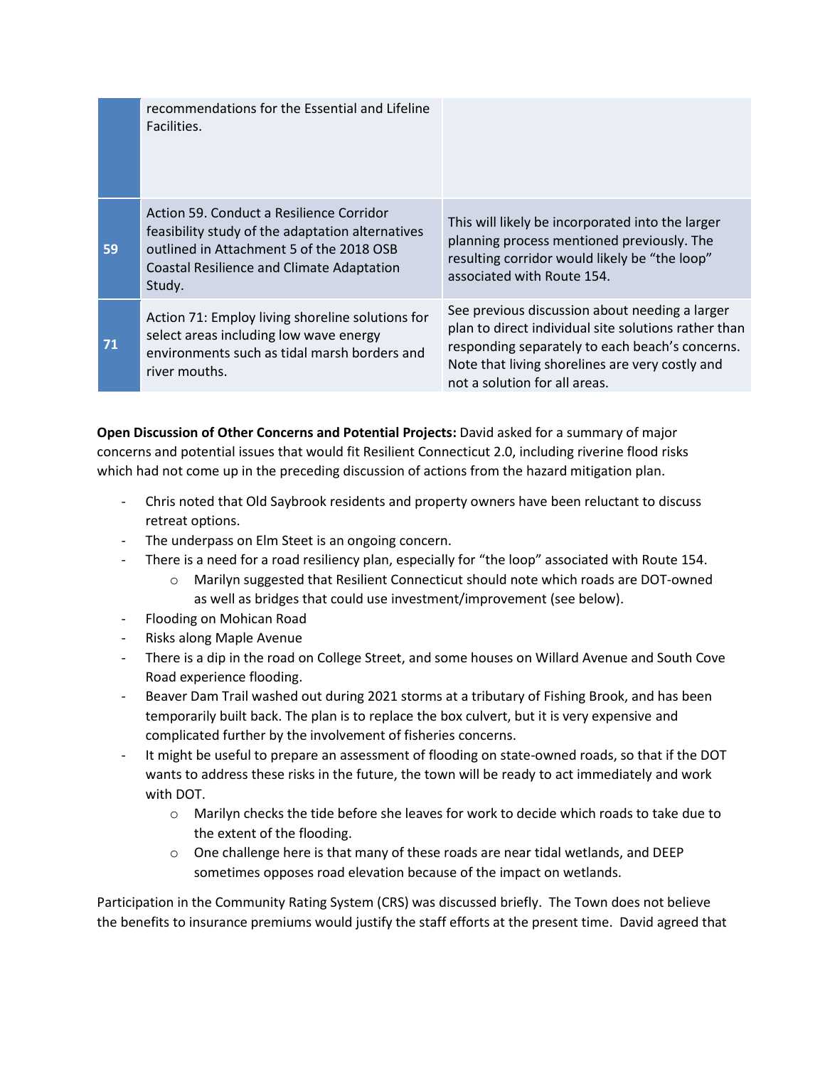| | | |
|---|---|---|
| | recommendations for the Essential and Lifeline Facilities. | |
| 59 | Action 59. Conduct a Resilience Corridor feasibility study of the adaptation alternatives outlined in Attachment 5 of the 2018 OSB Coastal Resilience and Climate Adaptation Study. | This will likely be incorporated into the larger planning process mentioned previously. The resulting corridor would likely be "the loop" associated with Route 154. |
| 71 | Action 71: Employ living shoreline solutions for select areas including low wave energy environments such as tidal marsh borders and river mouths. | See previous discussion about needing a larger plan to direct individual site solutions rather than responding separately to each beach's concerns. Note that living shorelines are very costly and not a solution for all areas. |

**Open Discussion of Other Concerns and Potential Projects:** David asked for a summary of major concerns and potential issues that would fit Resilient Connecticut 2.0, including riverine flood risks which had not come up in the preceding discussion of actions from the hazard mitigation plan.

- Chris noted that Old Saybrook residents and property owners have been reluctant to discuss retreat options.
- The underpass on Elm Steet is an ongoing concern.
- There is a need for a road resiliency plan, especially for "the loop" associated with Route 154.
  - Marilyn suggested that Resilient Connecticut should note which roads are DOT-owned as well as bridges that could use investment/improvement (see below).
- Flooding on Mohican Road
- Risks along Maple Avenue
- There is a dip in the road on College Street, and some houses on Willard Avenue and South Cove Road experience flooding.
- Beaver Dam Trail washed out during 2021 storms at a tributary of Fishing Brook, and has been temporarily built back. The plan is to replace the box culvert, but it is very expensive and complicated further by the involvement of fisheries concerns.
- It might be useful to prepare an assessment of flooding on state-owned roads, so that if the DOT wants to address these risks in the future, the town will be ready to act immediately and work with DOT.
  - Marilyn checks the tide before she leaves for work to decide which roads to take due to the extent of the flooding.
  - One challenge here is that many of these roads are near tidal wetlands, and DEEP sometimes opposes road elevation because of the impact on wetlands.

Participation in the Community Rating System (CRS) was discussed briefly. The Town does not believe the benefits to insurance premiums would justify the staff efforts at the present time. David agreed that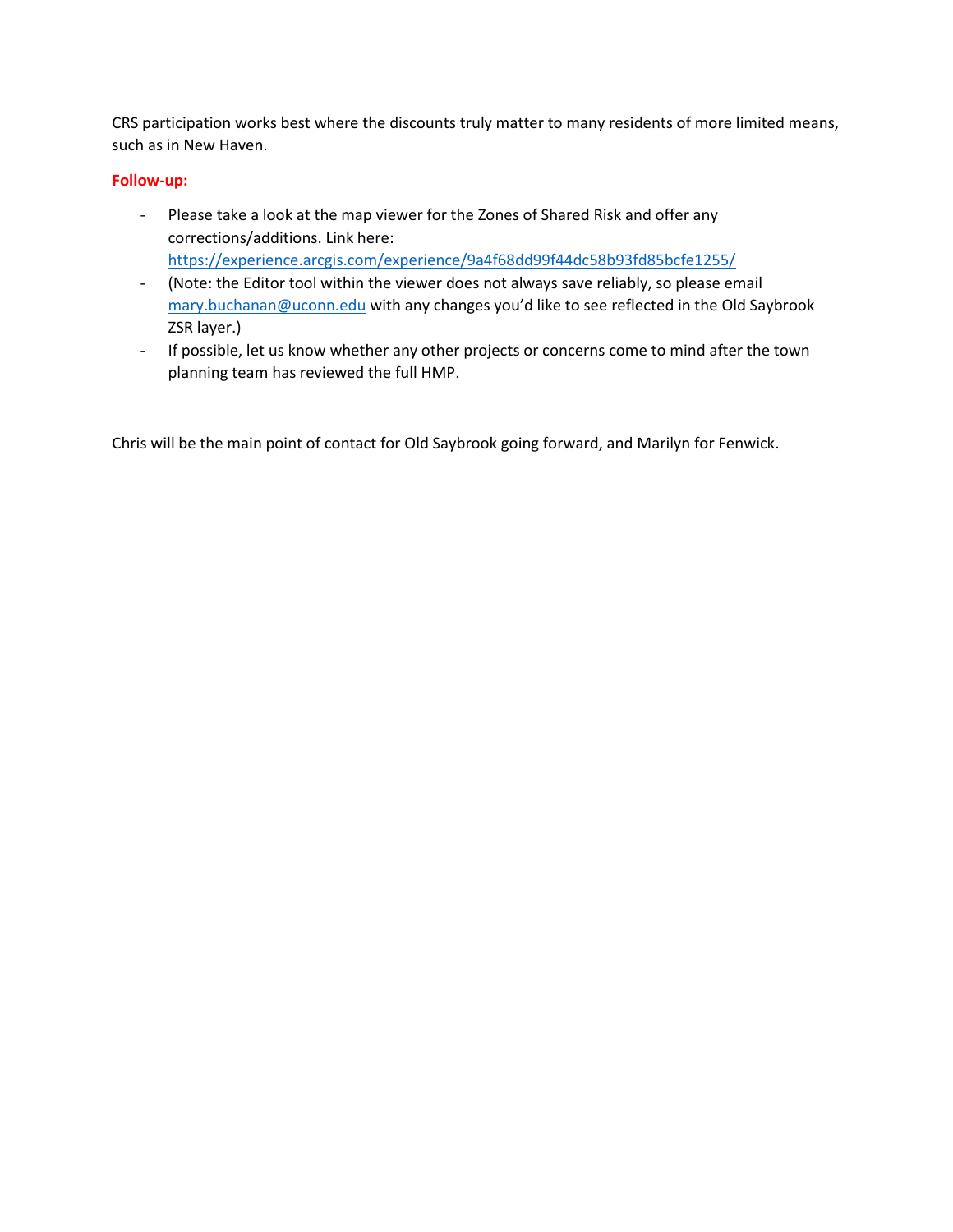CRS participation works best where the discounts truly matter to many residents of more limited means, such as in New Haven.

**Follow-up:**

- Please take a look at the map viewer for the Zones of Shared Risk and offer any corrections/additions. Link here: https://experience.arcgis.com/experience/9a4f68dd99f44dc58b93fd85bcfe1255/
- (Note: the Editor tool within the viewer does not always save reliably, so please email mary.buchanan@uconn.edu with any changes you'd like to see reflected in the Old Saybrook ZSR layer.)
- If possible, let us know whether any other projects or concerns come to mind after the town planning team has reviewed the full HMP.

Chris will be the main point of contact for Old Saybrook going forward, and Marilyn for Fenwick.